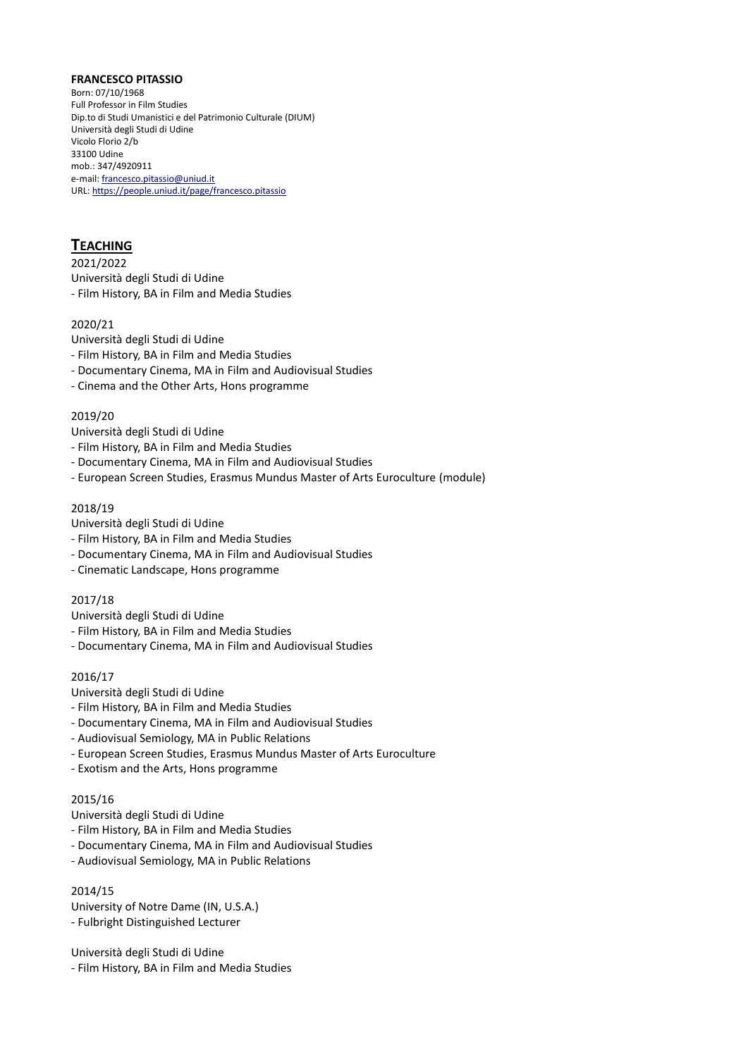**FRANCESCO PITASSIO**

Born: 07/10/1968
Full Professor in Film Studies
Dip.to di Studi Umanistici e del Patrimonio Culturale (DIUM)
Università degli Studi di Udine
Vicolo Florio 2/b
33100 Udine
mob.: 347/4920911
e-mail: francesco.pitassio@uniud.it
URL: https://people.uniud.it/page/francesco.pitassio

## TEACHING

2021/2022
Università degli Studi di Udine
- Film History, BA in Film and Media Studies

2020/21
Università degli Studi di Udine
- Film History, BA in Film and Media Studies
- Documentary Cinema, MA in Film and Audiovisual Studies
- Cinema and the Other Arts, Hons programme

2019/20
Università degli Studi di Udine
- Film History, BA in Film and Media Studies
- Documentary Cinema, MA in Film and Audiovisual Studies
- European Screen Studies, Erasmus Mundus Master of Arts Euroculture (module)

2018/19
Università degli Studi di Udine
- Film History, BA in Film and Media Studies
- Documentary Cinema, MA in Film and Audiovisual Studies
- Cinematic Landscape, Hons programme

2017/18
Università degli Studi di Udine
- Film History, BA in Film and Media Studies
- Documentary Cinema, MA in Film and Audiovisual Studies

2016/17
Università degli Studi di Udine
- Film History, BA in Film and Media Studies
- Documentary Cinema, MA in Film and Audiovisual Studies
- Audiovisual Semiology, MA in Public Relations
- European Screen Studies, Erasmus Mundus Master of Arts Euroculture
- Exotism and the Arts, Hons programme

2015/16
Università degli Studi di Udine
- Film History, BA in Film and Media Studies
- Documentary Cinema, MA in Film and Audiovisual Studies
- Audiovisual Semiology, MA in Public Relations

2014/15
University of Notre Dame (IN, U.S.A.)
- Fulbright Distinguished Lecturer

Università degli Studi di Udine
- Film History, BA in Film and Media Studies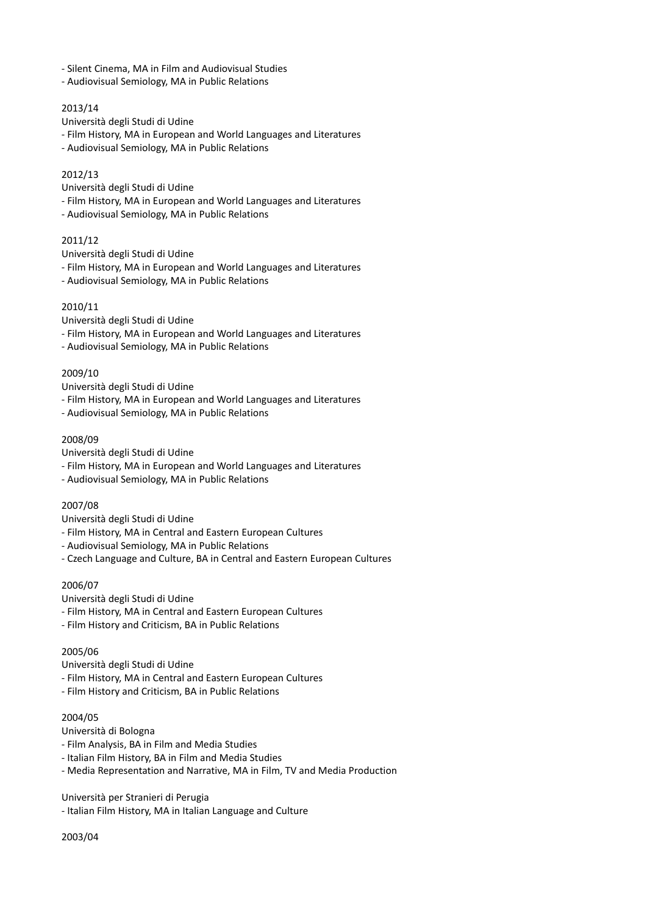- Silent Cinema, MA in Film and Audiovisual Studies
- Audiovisual Semiology, MA in Public Relations

2013/14

Università degli Studi di Udine

- Film History, MA in European and World Languages and Literatures
- Audiovisual Semiology, MA in Public Relations

2012/13

Università degli Studi di Udine

- Film History, MA in European and World Languages and Literatures
- Audiovisual Semiology, MA in Public Relations

2011/12

Università degli Studi di Udine

- Film History, MA in European and World Languages and Literatures
- Audiovisual Semiology, MA in Public Relations

2010/11

Università degli Studi di Udine

- Film History, MA in European and World Languages and Literatures
- Audiovisual Semiology, MA in Public Relations

2009/10

Università degli Studi di Udine

- Film History, MA in European and World Languages and Literatures
- Audiovisual Semiology, MA in Public Relations

2008/09

Università degli Studi di Udine

- Film History, MA in European and World Languages and Literatures
- Audiovisual Semiology, MA in Public Relations

2007/08

Università degli Studi di Udine

- Film History, MA in Central and Eastern European Cultures
- Audiovisual Semiology, MA in Public Relations
- Czech Language and Culture, BA in Central and Eastern European Cultures

2006/07

Università degli Studi di Udine

- Film History, MA in Central and Eastern European Cultures
- Film History and Criticism, BA in Public Relations

2005/06

Università degli Studi di Udine

- Film History, MA in Central and Eastern European Cultures
- Film History and Criticism, BA in Public Relations

2004/05

Università di Bologna

- Film Analysis, BA in Film and Media Studies
- Italian Film History, BA in Film and Media Studies
- Media Representation and Narrative, MA in Film, TV and Media Production

Università per Stranieri di Perugia

- Italian Film History, MA in Italian Language and Culture

2003/04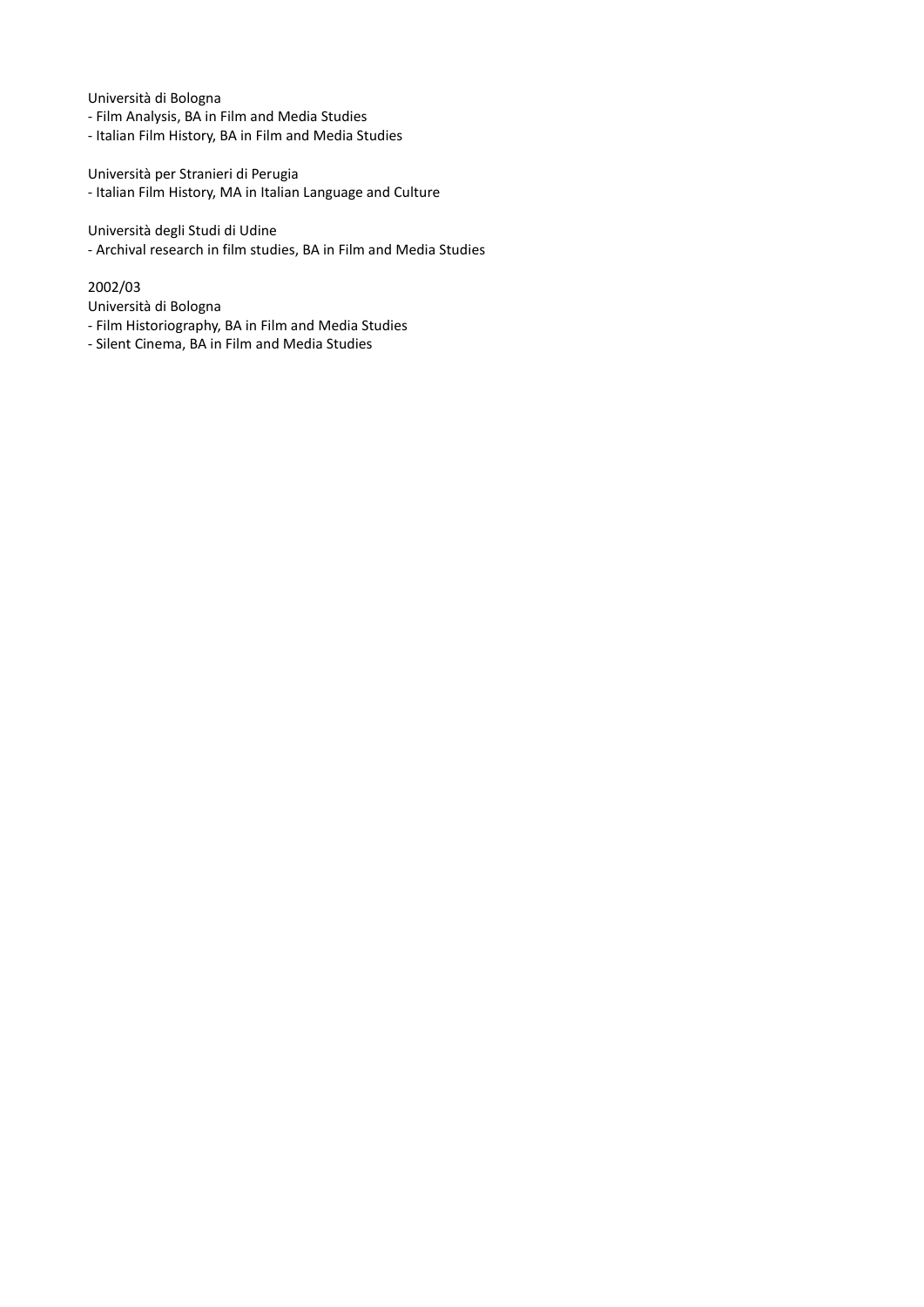Università di Bologna
- Film Analysis, BA in Film and Media Studies
- Italian Film History, BA in Film and Media Studies

Università per Stranieri di Perugia
- Italian Film History, MA in Italian Language and Culture

Università degli Studi di Udine
- Archival research in film studies, BA in Film and Media Studies

2002/03
Università di Bologna
- Film Historiography, BA in Film and Media Studies
- Silent Cinema, BA in Film and Media Studies